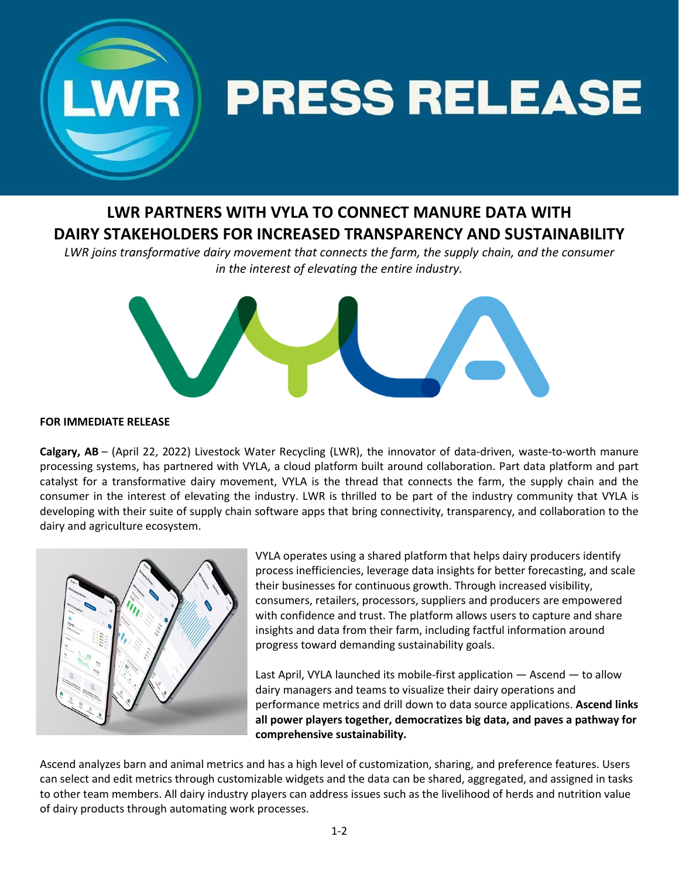# PRESS RELEASE

## LWR PARTNERS WITH VYLA TO CONNECT MANURE DATA WITH DAIRY STAKEHOLDERS FOR INCREASED TRANSPARENCY AND SUSTAINABILITY

*LWR joins transformative dairy movement that connects the farm, the supply chain, and the consumer in the interest of elevating the entire industry.*

**FOR IMMEDIATE RELEASE**

**Calgary, AB** – (April 22, 2022) Livestock Water Recycling (LWR), the innovator of data-driven, waste-to-worth manure processing systems, has partnered with VYLA, a cloud platform built around collaboration. Part data platform and part catalyst for a transformative dairy movement, VYLA is the thread that connects the farm, the supply chain and the consumer in the interest of elevating the industry. LWR is thrilled to be part of the industry community that VYLA is developing with their suite of supply chain software apps that bring connectivity, transparency, and collaboration to the dairy and agriculture ecosystem.

VYLA operates using a shared platform that helps dairy producers identify process inefficiencies, leverage data insights for better forecasting, and scale their businesses for continuous growth. Through increased visibility, consumers, retailers, processors, suppliers and producers are empowered with confidence and trust. The platform allows users to capture and share insights and data from their farm, including factful information around progress toward demanding sustainability goals.

Last April, VYLA launched its mobile-first application — Ascend — to allow dairy managers and teams to visualize their dairy operations and performance metrics and drill down to data source applications. **Ascend links all power players together, democratizes big data, and paves a pathway for comprehensive sustainability.**

Ascend analyzes barn and animal metrics and has a high level of customization, sharing, and preference features. Users can select and edit metrics through customizable widgets and the data can be shared, aggregated, and assigned in tasks to other team members. All dairy industry players can address issues such as the livelihood of herds and nutrition value of dairy products through automating work processes.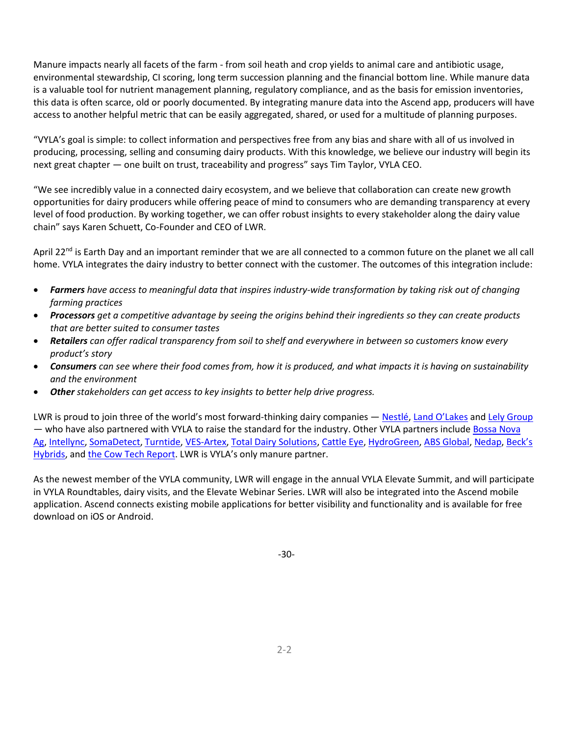Manure impacts nearly all facets of the farm - from soil heath and crop yields to animal care and antibiotic usage, environmental stewardship, CI scoring, long term succession planning and the financial bottom line. While manure data is a valuable tool for nutrient management planning, regulatory compliance, and as the basis for emission inventories, this data is often scarce, old or poorly documented. By integrating manure data into the Ascend app, producers will have access to another helpful metric that can be easily aggregated, shared, or used for a multitude of planning purposes.

"VYLA's goal is simple: to collect information and perspectives free from any bias and share with all of us involved in producing, processing, selling and consuming dairy products. With this knowledge, we believe our industry will begin its next great chapter — one built on trust, traceability and progress" says Tim Taylor, VYLA CEO.

"We see incredibly value in a connected dairy ecosystem, and we believe that collaboration can create new growth opportunities for dairy producers while offering peace of mind to consumers who are demanding transparency at every level of food production. By working together, we can offer robust insights to every stakeholder along the dairy value chain" says Karen Schuett, Co-Founder and CEO of LWR.

April 22nd is Earth Day and an important reminder that we are all connected to a common future on the planet we all call home. VYLA integrates the dairy industry to better connect with the customer. The outcomes of this integration include:

- ***Farmers*** *have access to meaningful data that inspires industry-wide transformation by taking risk out of changing farming practices*
- ***Processors*** *get a competitive advantage by seeing the origins behind their ingredients so they can create products that are better suited to consumer tastes*
- ***Retailers*** *can offer radical transparency from soil to shelf and everywhere in between so customers know every product's story*
- ***Consumers*** *can see where their food comes from, how it is produced, and what impacts it is having on sustainability and the environment*
- ***Other*** *stakeholders can get access to key insights to better help drive progress.*

LWR is proud to join three of the world's most forward-thinking dairy companies — Nestlé, Land O'Lakes and Lely Group — who have also partnered with VYLA to raise the standard for the industry. Other VYLA partners include Bossa Nova Ag, Intellync, SomaDetect, Turntide, VES-Artex, Total Dairy Solutions, Cattle Eye, HydroGreen, ABS Global, Nedap, Beck's Hybrids, and the Cow Tech Report. LWR is VYLA's only manure partner.

As the newest member of the VYLA community, LWR will engage in the annual VYLA Elevate Summit, and will participate in VYLA Roundtables, dairy visits, and the Elevate Webinar Series. LWR will also be integrated into the Ascend mobile application. Ascend connects existing mobile applications for better visibility and functionality and is available for free download on iOS or Android.

-30-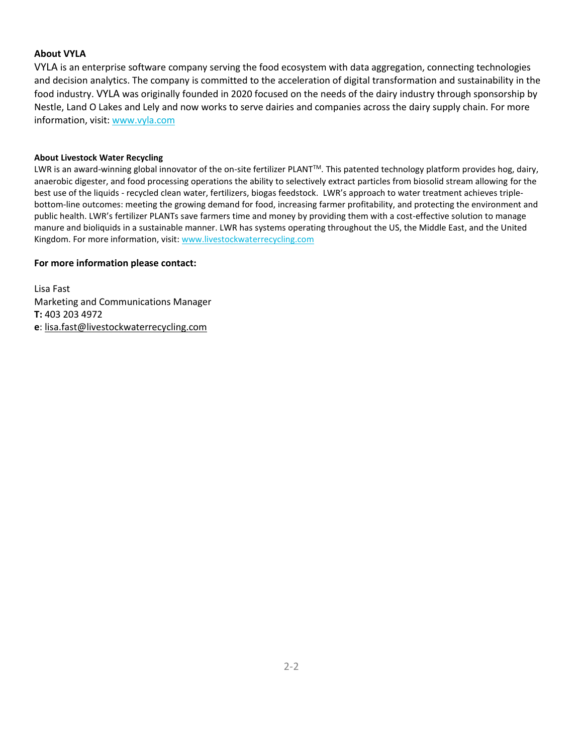**About VYLA**

VYLA is an enterprise software company serving the food ecosystem with data aggregation, connecting technologies and decision analytics. The company is committed to the acceleration of digital transformation and sustainability in the food industry. VYLA was originally founded in 2020 focused on the needs of the dairy industry through sponsorship by Nestle, Land O Lakes and Lely and now works to serve dairies and companies across the dairy supply chain. For more information, visit: www.vyla.com

**About Livestock Water Recycling**

LWR is an award-winning global innovator of the on-site fertilizer PLANT™. This patented technology platform provides hog, dairy, anaerobic digester, and food processing operations the ability to selectively extract particles from biosolid stream allowing for the best use of the liquids - recycled clean water, fertilizers, biogas feedstock. LWR's approach to water treatment achieves triple-bottom-line outcomes: meeting the growing demand for food, increasing farmer profitability, and protecting the environment and public health. LWR's fertilizer PLANTs save farmers time and money by providing them with a cost-effective solution to manage manure and bioliquids in a sustainable manner. LWR has systems operating throughout the US, the Middle East, and the United Kingdom. For more information, visit: www.livestockwaterrecycling.com

**For more information please contact:**

Lisa Fast
Marketing and Communications Manager
**T:** 403 203 4972
**e**: lisa.fast@livestockwaterrecycling.com